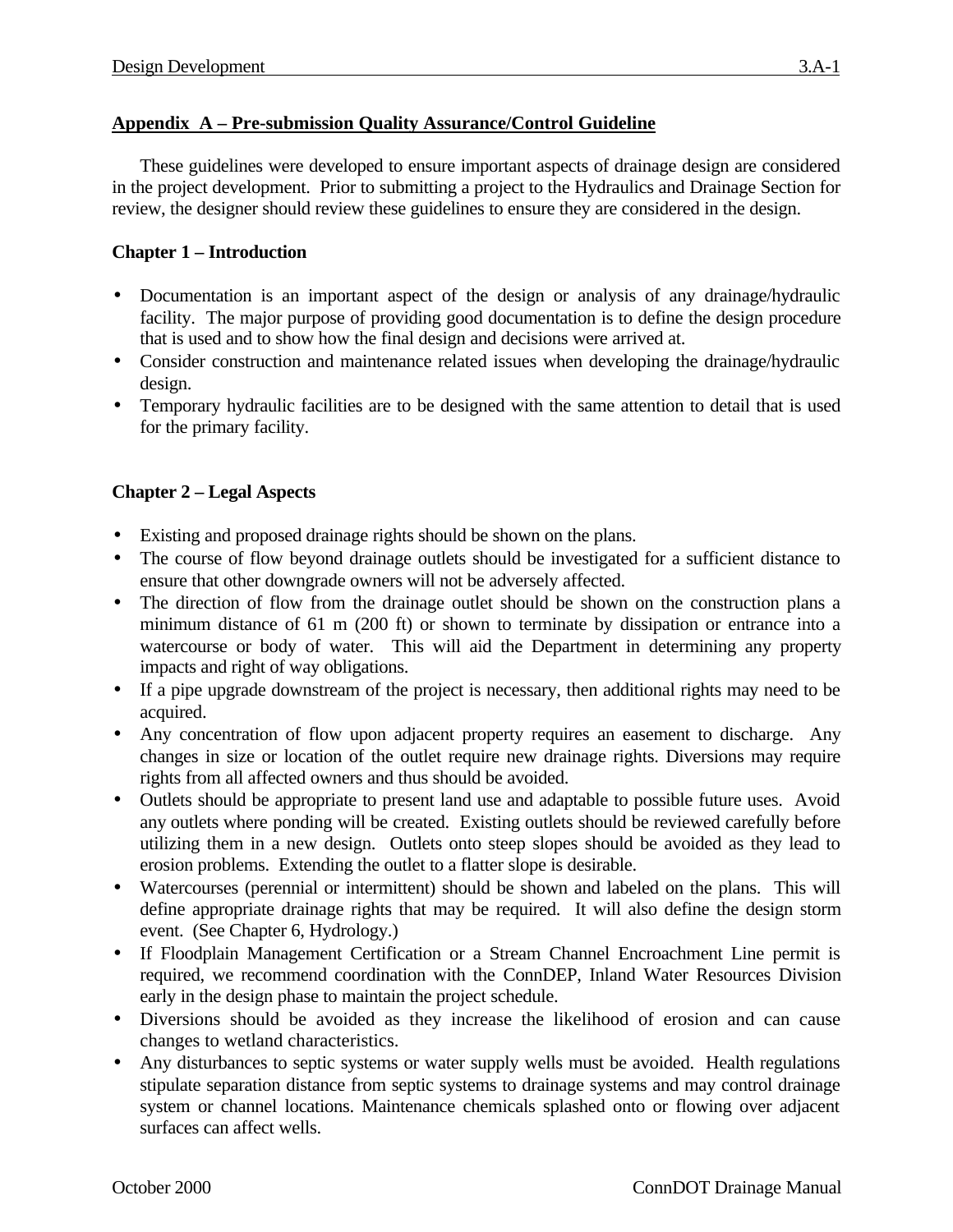## Appendix A – Pre-submission Quality Assurance/Control Guideline

These guidelines were developed to ensure important aspects of drainage design are considered in the project development. Prior to submitting a project to the Hydraulics and Drainage Section for review, the designer should review these guidelines to ensure they are considered in the design.

### Chapter 1 – Introduction

- Documentation is an important aspect of the design or analysis of any drainage/hydraulic facility. The major purpose of providing good documentation is to define the design procedure that is used and to show how the final design and decisions were arrived at.
- Consider construction and maintenance related issues when developing the drainage/hydraulic design.
- Temporary hydraulic facilities are to be designed with the same attention to detail that is used for the primary facility.

### Chapter 2 – Legal Aspects

- Existing and proposed drainage rights should be shown on the plans.
- The course of flow beyond drainage outlets should be investigated for a sufficient distance to ensure that other downgrade owners will not be adversely affected.
- The direction of flow from the drainage outlet should be shown on the construction plans a minimum distance of 61 m (200 ft) or shown to terminate by dissipation or entrance into a watercourse or body of water. This will aid the Department in determining any property impacts and right of way obligations.
- If a pipe upgrade downstream of the project is necessary, then additional rights may need to be acquired.
- Any concentration of flow upon adjacent property requires an easement to discharge. Any changes in size or location of the outlet require new drainage rights. Diversions may require rights from all affected owners and thus should be avoided.
- Outlets should be appropriate to present land use and adaptable to possible future uses. Avoid any outlets where ponding will be created. Existing outlets should be reviewed carefully before utilizing them in a new design. Outlets onto steep slopes should be avoided as they lead to erosion problems. Extending the outlet to a flatter slope is desirable.
- Watercourses (perennial or intermittent) should be shown and labeled on the plans. This will define appropriate drainage rights that may be required. It will also define the design storm event. (See Chapter 6, Hydrology.)
- If Floodplain Management Certification or a Stream Channel Encroachment Line permit is required, we recommend coordination with the ConnDEP, Inland Water Resources Division early in the design phase to maintain the project schedule.
- Diversions should be avoided as they increase the likelihood of erosion and can cause changes to wetland characteristics.
- Any disturbances to septic systems or water supply wells must be avoided. Health regulations stipulate separation distance from septic systems to drainage systems and may control drainage system or channel locations. Maintenance chemicals splashed onto or flowing over adjacent surfaces can affect wells.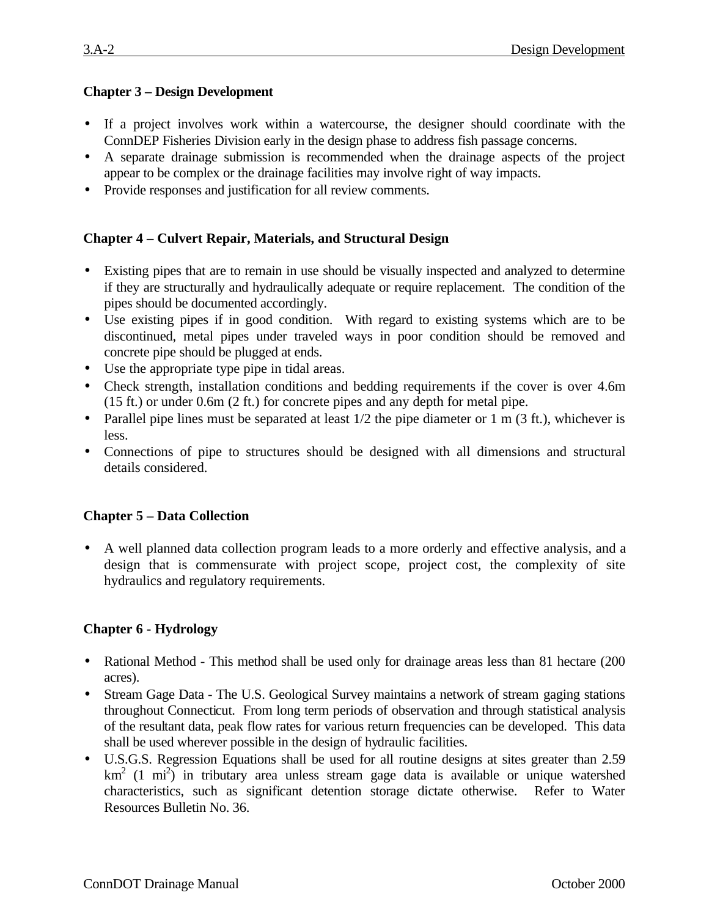## Chapter 3 – Design Development

- If a project involves work within a watercourse, the designer should coordinate with the ConnDEP Fisheries Division early in the design phase to address fish passage concerns.
- A separate drainage submission is recommended when the drainage aspects of the project appear to be complex or the drainage facilities may involve right of way impacts.
- Provide responses and justification for all review comments.

## Chapter 4 – Culvert Repair, Materials, and Structural Design

- Existing pipes that are to remain in use should be visually inspected and analyzed to determine if they are structurally and hydraulically adequate or require replacement. The condition of the pipes should be documented accordingly.
- Use existing pipes if in good condition. With regard to existing systems which are to be discontinued, metal pipes under traveled ways in poor condition should be removed and concrete pipe should be plugged at ends.
- Use the appropriate type pipe in tidal areas.
- Check strength, installation conditions and bedding requirements if the cover is over 4.6m (15 ft.) or under 0.6m (2 ft.) for concrete pipes and any depth for metal pipe.
- Parallel pipe lines must be separated at least 1/2 the pipe diameter or 1 m (3 ft.), whichever is less.
- Connections of pipe to structures should be designed with all dimensions and structural details considered.

## Chapter 5 – Data Collection

- A well planned data collection program leads to a more orderly and effective analysis, and a design that is commensurate with project scope, project cost, the complexity of site hydraulics and regulatory requirements.

## Chapter 6 - Hydrology

- Rational Method - This method shall be used only for drainage areas less than 81 hectare (200 acres).
- Stream Gage Data - The U.S. Geological Survey maintains a network of stream gaging stations throughout Connecticut. From long term periods of observation and through statistical analysis of the resultant data, peak flow rates for various return frequencies can be developed. This data shall be used wherever possible in the design of hydraulic facilities.
- U.S.G.S. Regression Equations shall be used for all routine designs at sites greater than 2.59 $km^2$ (1 $mi^2$) in tributary area unless stream gage data is available or unique watershed characteristics, such as significant detention storage dictate otherwise. Refer to Water Resources Bulletin No. 36.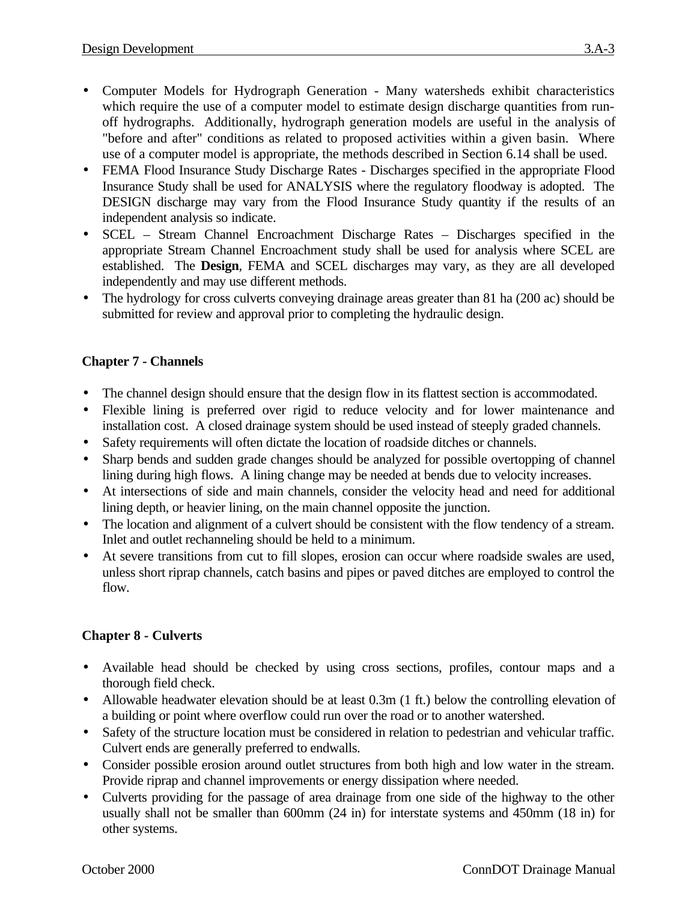- Computer Models for Hydrograph Generation - Many watersheds exhibit characteristics which require the use of a computer model to estimate design discharge quantities from run-off hydrographs. Additionally, hydrograph generation models are useful in the analysis of "before and after" conditions as related to proposed activities within a given basin. Where use of a computer model is appropriate, the methods described in Section 6.14 shall be used.
- FEMA Flood Insurance Study Discharge Rates - Discharges specified in the appropriate Flood Insurance Study shall be used for ANALYSIS where the regulatory floodway is adopted. The DESIGN discharge may vary from the Flood Insurance Study quantity if the results of an independent analysis so indicate.
- SCEL – Stream Channel Encroachment Discharge Rates – Discharges specified in the appropriate Stream Channel Encroachment study shall be used for analysis where SCEL are established. The **Design**, FEMA and SCEL discharges may vary, as they are all developed independently and may use different methods.
- The hydrology for cross culverts conveying drainage areas greater than 81 ha (200 ac) should be submitted for review and approval prior to completing the hydraulic design.

## Chapter 7 - Channels

- The channel design should ensure that the design flow in its flattest section is accommodated.
- Flexible lining is preferred over rigid to reduce velocity and for lower maintenance and installation cost. A closed drainage system should be used instead of steeply graded channels.
- Safety requirements will often dictate the location of roadside ditches or channels.
- Sharp bends and sudden grade changes should be analyzed for possible overtopping of channel lining during high flows. A lining change may be needed at bends due to velocity increases.
- At intersections of side and main channels, consider the velocity head and need for additional lining depth, or heavier lining, on the main channel opposite the junction.
- The location and alignment of a culvert should be consistent with the flow tendency of a stream. Inlet and outlet rechanneling should be held to a minimum.
- At severe transitions from cut to fill slopes, erosion can occur where roadside swales are used, unless short riprap channels, catch basins and pipes or paved ditches are employed to control the flow.

## Chapter 8 - Culverts

- Available head should be checked by using cross sections, profiles, contour maps and a thorough field check.
- Allowable headwater elevation should be at least 0.3m (1 ft.) below the controlling elevation of a building or point where overflow could run over the road or to another watershed.
- Safety of the structure location must be considered in relation to pedestrian and vehicular traffic. Culvert ends are generally preferred to endwalls.
- Consider possible erosion around outlet structures from both high and low water in the stream. Provide riprap and channel improvements or energy dissipation where needed.
- Culverts providing for the passage of area drainage from one side of the highway to the other usually shall not be smaller than 600mm (24 in) for interstate systems and 450mm (18 in) for other systems.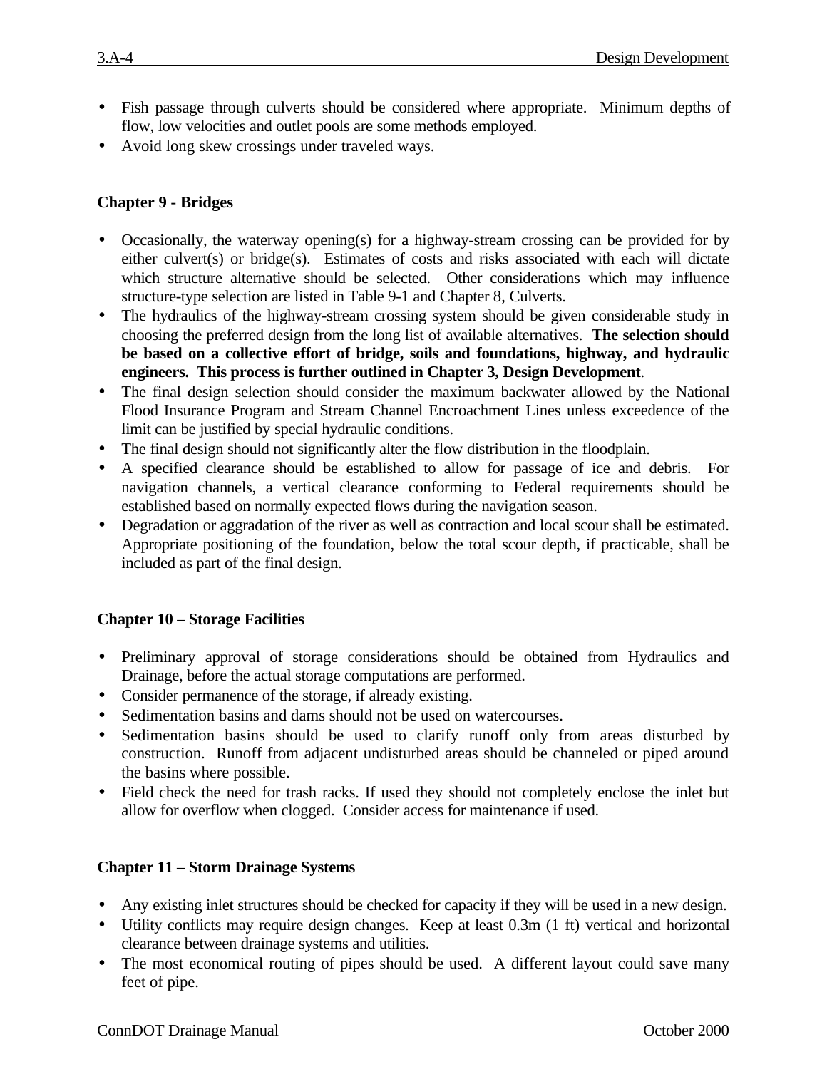- Fish passage through culverts should be considered where appropriate. Minimum depths of flow, low velocities and outlet pools are some methods employed.
- Avoid long skew crossings under traveled ways.

**Chapter 9 - Bridges**

- Occasionally, the waterway opening(s) for a highway-stream crossing can be provided for by either culvert(s) or bridge(s). Estimates of costs and risks associated with each will dictate which structure alternative should be selected. Other considerations which may influence structure-type selection are listed in Table 9-1 and Chapter 8, Culverts.
- The hydraulics of the highway-stream crossing system should be given considerable study in choosing the preferred design from the long list of available alternatives. **The selection should be based on a collective effort of bridge, soils and foundations, highway, and hydraulic engineers. This process is further outlined in Chapter 3, Design Development**.
- The final design selection should consider the maximum backwater allowed by the National Flood Insurance Program and Stream Channel Encroachment Lines unless exceedence of the limit can be justified by special hydraulic conditions.
- The final design should not significantly alter the flow distribution in the floodplain.
- A specified clearance should be established to allow for passage of ice and debris. For navigation channels, a vertical clearance conforming to Federal requirements should be established based on normally expected flows during the navigation season.
- Degradation or aggradation of the river as well as contraction and local scour shall be estimated. Appropriate positioning of the foundation, below the total scour depth, if practicable, shall be included as part of the final design.

**Chapter 10 – Storage Facilities**

- Preliminary approval of storage considerations should be obtained from Hydraulics and Drainage, before the actual storage computations are performed.
- Consider permanence of the storage, if already existing.
- Sedimentation basins and dams should not be used on watercourses.
- Sedimentation basins should be used to clarify runoff only from areas disturbed by construction. Runoff from adjacent undisturbed areas should be channeled or piped around the basins where possible.
- Field check the need for trash racks. If used they should not completely enclose the inlet but allow for overflow when clogged. Consider access for maintenance if used.

**Chapter 11 – Storm Drainage Systems**

- Any existing inlet structures should be checked for capacity if they will be used in a new design.
- Utility conflicts may require design changes. Keep at least 0.3m (1 ft) vertical and horizontal clearance between drainage systems and utilities.
- The most economical routing of pipes should be used. A different layout could save many feet of pipe.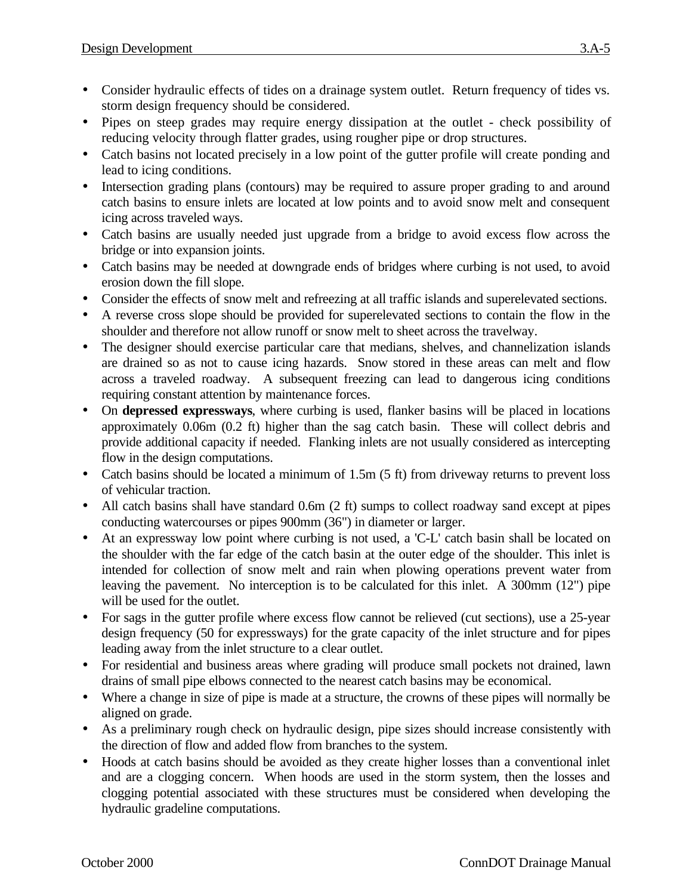- Consider hydraulic effects of tides on a drainage system outlet. Return frequency of tides vs. storm design frequency should be considered.
- Pipes on steep grades may require energy dissipation at the outlet - check possibility of reducing velocity through flatter grades, using rougher pipe or drop structures.
- Catch basins not located precisely in a low point of the gutter profile will create ponding and lead to icing conditions.
- Intersection grading plans (contours) may be required to assure proper grading to and around catch basins to ensure inlets are located at low points and to avoid snow melt and consequent icing across traveled ways.
- Catch basins are usually needed just upgrade from a bridge to avoid excess flow across the bridge or into expansion joints.
- Catch basins may be needed at downgrade ends of bridges where curbing is not used, to avoid erosion down the fill slope.
- Consider the effects of snow melt and refreezing at all traffic islands and superelevated sections.
- A reverse cross slope should be provided for superelevated sections to contain the flow in the shoulder and therefore not allow runoff or snow melt to sheet across the travelway.
- The designer should exercise particular care that medians, shelves, and channelization islands are drained so as not to cause icing hazards. Snow stored in these areas can melt and flow across a traveled roadway. A subsequent freezing can lead to dangerous icing conditions requiring constant attention by maintenance forces.
- On **depressed expressways**, where curbing is used, flanker basins will be placed in locations approximately 0.06m (0.2 ft) higher than the sag catch basin. These will collect debris and provide additional capacity if needed. Flanking inlets are not usually considered as intercepting flow in the design computations.
- Catch basins should be located a minimum of 1.5m (5 ft) from driveway returns to prevent loss of vehicular traction.
- All catch basins shall have standard 0.6m (2 ft) sumps to collect roadway sand except at pipes conducting watercourses or pipes 900mm (36") in diameter or larger.
- At an expressway low point where curbing is not used, a 'C-L' catch basin shall be located on the shoulder with the far edge of the catch basin at the outer edge of the shoulder. This inlet is intended for collection of snow melt and rain when plowing operations prevent water from leaving the pavement. No interception is to be calculated for this inlet. A 300mm (12") pipe will be used for the outlet.
- For sags in the gutter profile where excess flow cannot be relieved (cut sections), use a 25-year design frequency (50 for expressways) for the grate capacity of the inlet structure and for pipes leading away from the inlet structure to a clear outlet.
- For residential and business areas where grading will produce small pockets not drained, lawn drains of small pipe elbows connected to the nearest catch basins may be economical.
- Where a change in size of pipe is made at a structure, the crowns of these pipes will normally be aligned on grade.
- As a preliminary rough check on hydraulic design, pipe sizes should increase consistently with the direction of flow and added flow from branches to the system.
- Hoods at catch basins should be avoided as they create higher losses than a conventional inlet and are a clogging concern. When hoods are used in the storm system, then the losses and clogging potential associated with these structures must be considered when developing the hydraulic gradeline computations.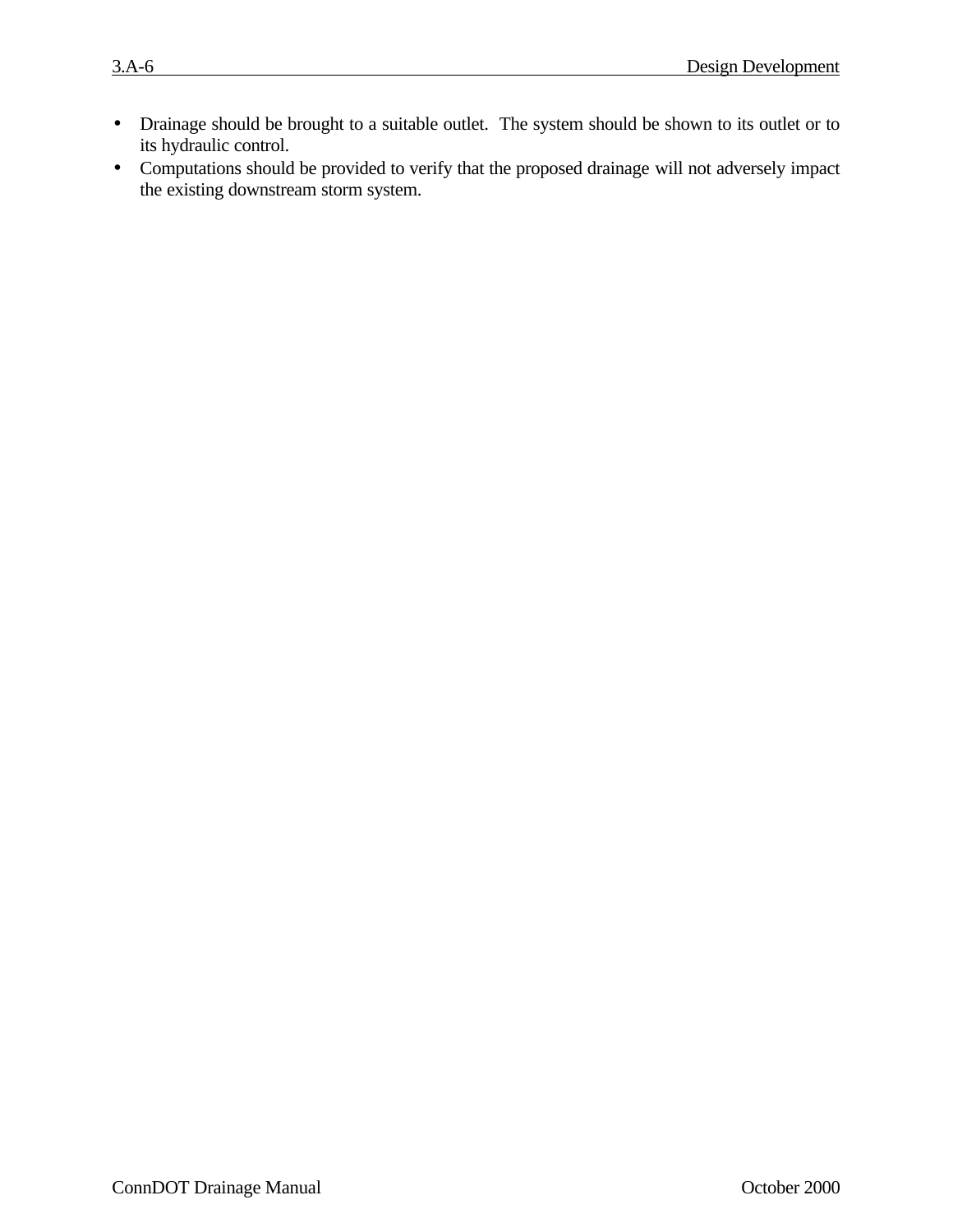- Drainage should be brought to a suitable outlet.  The system should be shown to its outlet or to its hydraulic control.
- Computations should be provided to verify that the proposed drainage will not adversely impact the existing downstream storm system.